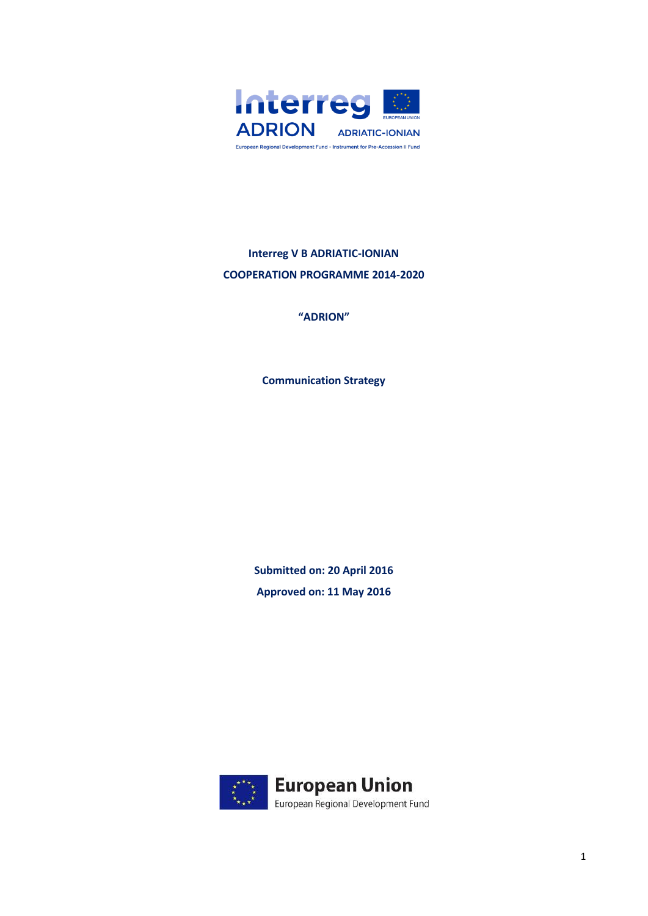Interreg ADRION

ADRIATIC-IONIAN

European Regional Development Fund - Instrument for Pre-Accession II Fund

**Interreg V B ADRIATIC-IONIAN**

**COOPERATION PROGRAMME 2014-2020**

**“ADRION”**

**Communication Strategy**

**Submitted on: 20 April 2016**

**Approved on: 11 May 2016**

European Union

European Regional Development Fund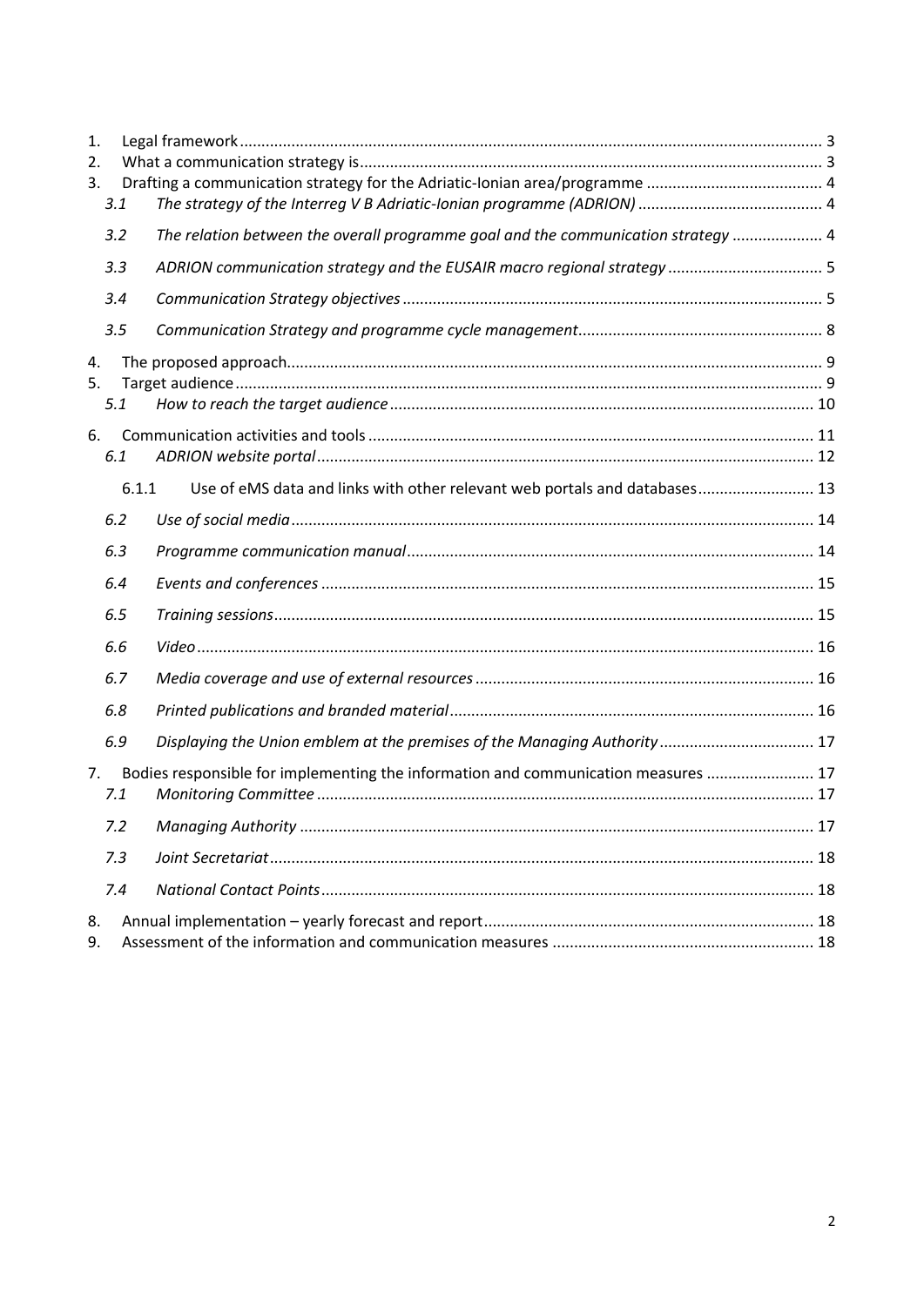1. Legal framework ... 3
2. What a communication strategy is ... 3
3. Drafting a communication strategy for the Adriatic-Ionian area/programme ... 4
   - *3.1 The strategy of the Interreg V B Adriatic-Ionian programme (ADRION)* ... 4
   - *3.2 The relation between the overall programme goal and the communication strategy* ... 4
   - *3.3 ADRION communication strategy and the EUSAIR macro regional strategy* ... 5
   - *3.4 Communication Strategy objectives* ... 5
   - *3.5 Communication Strategy and programme cycle management* ... 8
4. The proposed approach ... 9
5. Target audience ... 9
   - *5.1 How to reach the target audience* ... 10
6. Communication activities and tools ... 11
   - *6.1 ADRION website portal* ... 12
     - 6.1.1 Use of eMS data and links with other relevant web portals and databases ... 13
   - *6.2 Use of social media* ... 14
   - *6.3 Programme communication manual* ... 14
   - *6.4 Events and conferences* ... 15
   - *6.5 Training sessions* ... 15
   - *6.6 Video* ... 16
   - *6.7 Media coverage and use of external resources* ... 16
   - *6.8 Printed publications and branded material* ... 16
   - *6.9 Displaying the Union emblem at the premises of the Managing Authority* ... 17
7. Bodies responsible for implementing the information and communication measures ... 17
   - *7.1 Monitoring Committee* ... 17
   - *7.2 Managing Authority* ... 17
   - *7.3 Joint Secretariat* ... 18
   - *7.4 National Contact Points* ... 18
8. Annual implementation – yearly forecast and report ... 18
9. Assessment of the information and communication measures ... 18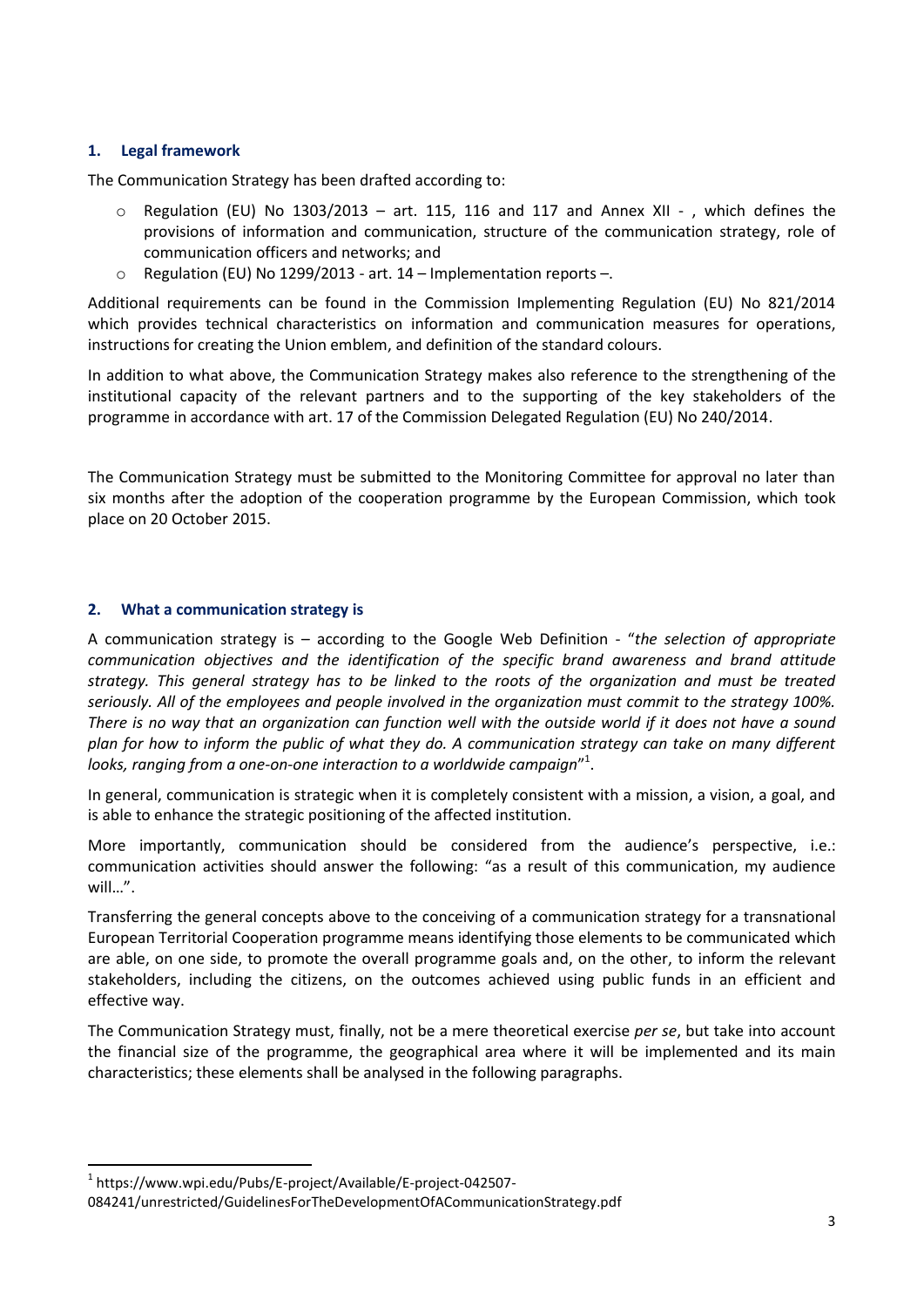## 1. Legal framework

The Communication Strategy has been drafted according to:

- Regulation (EU) No 1303/2013 – art. 115, 116 and 117 and Annex XII - , which defines the provisions of information and communication, structure of the communication strategy, role of communication officers and networks; and
- Regulation (EU) No 1299/2013 - art. 14 – Implementation reports –.

Additional requirements can be found in the Commission Implementing Regulation (EU) No 821/2014 which provides technical characteristics on information and communication measures for operations, instructions for creating the Union emblem, and definition of the standard colours.

In addition to what above, the Communication Strategy makes also reference to the strengthening of the institutional capacity of the relevant partners and to the supporting of the key stakeholders of the programme in accordance with art. 17 of the Commission Delegated Regulation (EU) No 240/2014.

The Communication Strategy must be submitted to the Monitoring Committee for approval no later than six months after the adoption of the cooperation programme by the European Commission, which took place on 20 October 2015.

## 2. What a communication strategy is

A communication strategy is – according to the Google Web Definition - "*the selection of appropriate communication objectives and the identification of the specific brand awareness and brand attitude strategy. This general strategy has to be linked to the roots of the organization and must be treated seriously. All of the employees and people involved in the organization must commit to the strategy 100%. There is no way that an organization can function well with the outside world if it does not have a sound plan for how to inform the public of what they do. A communication strategy can take on many different looks, ranging from a one-on-one interaction to a worldwide campaign*"[1].

In general, communication is strategic when it is completely consistent with a mission, a vision, a goal, and is able to enhance the strategic positioning of the affected institution.

More importantly, communication should be considered from the audience's perspective, i.e.: communication activities should answer the following: "as a result of this communication, my audience will…".

Transferring the general concepts above to the conceiving of a communication strategy for a transnational European Territorial Cooperation programme means identifying those elements to be communicated which are able, on one side, to promote the overall programme goals and, on the other, to inform the relevant stakeholders, including the citizens, on the outcomes achieved using public funds in an efficient and effective way.

The Communication Strategy must, finally, not be a mere theoretical exercise *per se*, but take into account the financial size of the programme, the geographical area where it will be implemented and its main characteristics; these elements shall be analysed in the following paragraphs.

---

[1] https://www.wpi.edu/Pubs/E-project/Available/E-project-042507-084241/unrestricted/GuidelinesForTheDevelopmentOfACommunicationStrategy.pdf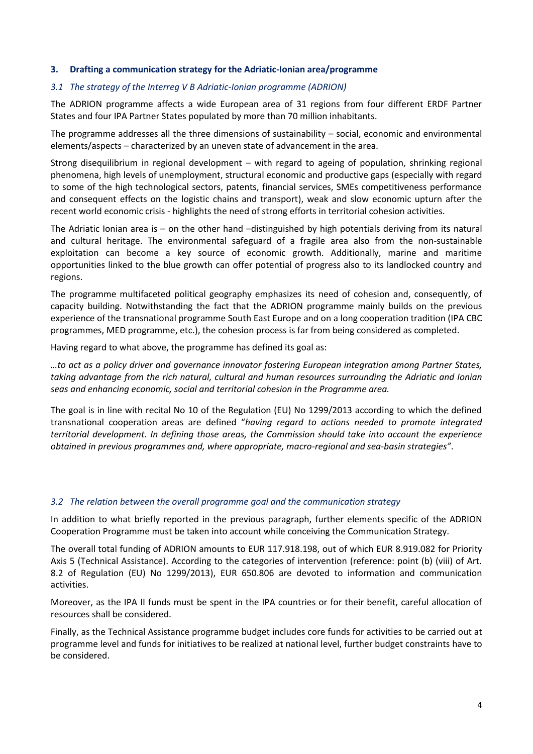## 3. Drafting a communication strategy for the Adriatic-Ionian area/programme

### *3.1 The strategy of the Interreg V B Adriatic-Ionian programme (ADRION)*

The ADRION programme affects a wide European area of 31 regions from four different ERDF Partner States and four IPA Partner States populated by more than 70 million inhabitants.

The programme addresses all the three dimensions of sustainability – social, economic and environmental elements/aspects – characterized by an uneven state of advancement in the area.

Strong disequilibrium in regional development – with regard to ageing of population, shrinking regional phenomena, high levels of unemployment, structural economic and productive gaps (especially with regard to some of the high technological sectors, patents, financial services, SMEs competitiveness performance and consequent effects on the logistic chains and transport), weak and slow economic upturn after the recent world economic crisis - highlights the need of strong efforts in territorial cohesion activities.

The Adriatic Ionian area is – on the other hand –distinguished by high potentials deriving from its natural and cultural heritage. The environmental safeguard of a fragile area also from the non-sustainable exploitation can become a key source of economic growth. Additionally, marine and maritime opportunities linked to the blue growth can offer potential of progress also to its landlocked country and regions.

The programme multifaceted political geography emphasizes its need of cohesion and, consequently, of capacity building. Notwithstanding the fact that the ADRION programme mainly builds on the previous experience of the transnational programme South East Europe and on a long cooperation tradition (IPA CBC programmes, MED programme, etc.), the cohesion process is far from being considered as completed.

Having regard to what above, the programme has defined its goal as:

*…to act as a policy driver and governance innovator fostering European integration among Partner States, taking advantage from the rich natural, cultural and human resources surrounding the Adriatic and Ionian seas and enhancing economic, social and territorial cohesion in the Programme area.*

The goal is in line with recital No 10 of the Regulation (EU) No 1299/2013 according to which the defined transnational cooperation areas are defined "*having regard to actions needed to promote integrated territorial development. In defining those areas, the Commission should take into account the experience obtained in previous programmes and, where appropriate, macro-regional and sea-basin strategies"*.

### *3.2 The relation between the overall programme goal and the communication strategy*

In addition to what briefly reported in the previous paragraph, further elements specific of the ADRION Cooperation Programme must be taken into account while conceiving the Communication Strategy.

The overall total funding of ADRION amounts to EUR 117.918.198, out of which EUR 8.919.082 for Priority Axis 5 (Technical Assistance). According to the categories of intervention (reference: point (b) (viii) of Art. 8.2 of Regulation (EU) No 1299/2013), EUR 650.806 are devoted to information and communication activities.

Moreover, as the IPA II funds must be spent in the IPA countries or for their benefit, careful allocation of resources shall be considered.

Finally, as the Technical Assistance programme budget includes core funds for activities to be carried out at programme level and funds for initiatives to be realized at national level, further budget constraints have to be considered.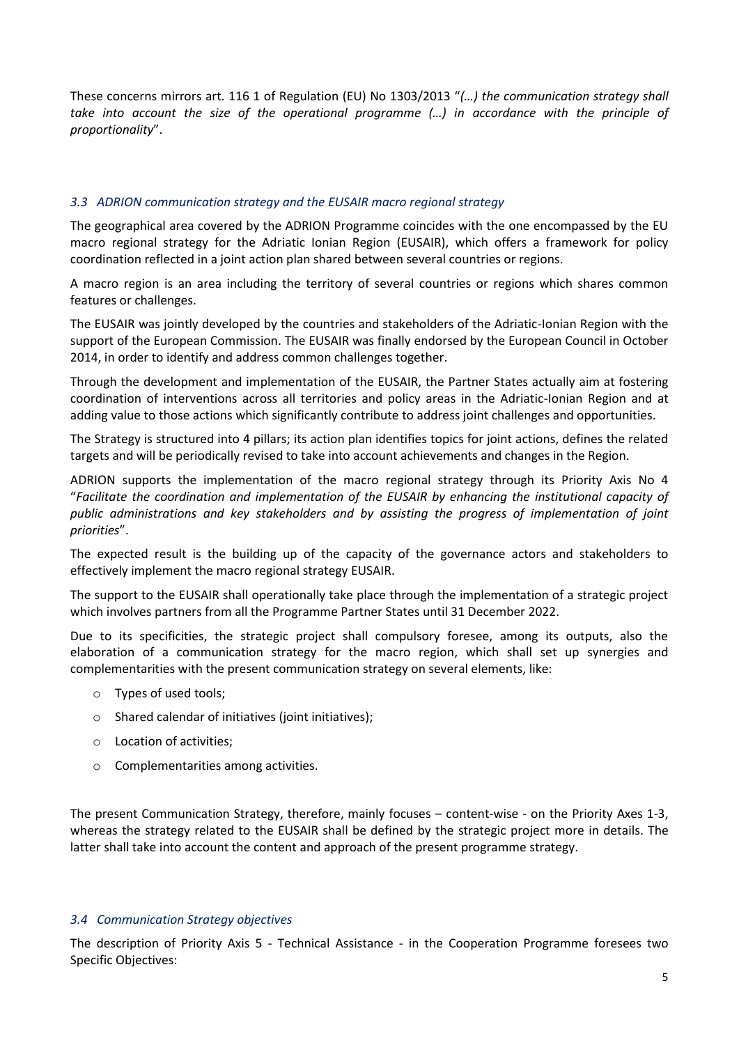These concerns mirrors art. 116 1 of Regulation (EU) No 1303/2013 "*(…) the communication strategy shall take into account the size of the operational programme (…) in accordance with the principle of proportionality*".

### *3.3 ADRION communication strategy and the EUSAIR macro regional strategy*

The geographical area covered by the ADRION Programme coincides with the one encompassed by the EU macro regional strategy for the Adriatic Ionian Region (EUSAIR), which offers a framework for policy coordination reflected in a joint action plan shared between several countries or regions.

A macro region is an area including the territory of several countries or regions which shares common features or challenges.

The EUSAIR was jointly developed by the countries and stakeholders of the Adriatic-Ionian Region with the support of the European Commission. The EUSAIR was finally endorsed by the European Council in October 2014, in order to identify and address common challenges together.

Through the development and implementation of the EUSAIR, the Partner States actually aim at fostering coordination of interventions across all territories and policy areas in the Adriatic-Ionian Region and at adding value to those actions which significantly contribute to address joint challenges and opportunities.

The Strategy is structured into 4 pillars; its action plan identifies topics for joint actions, defines the related targets and will be periodically revised to take into account achievements and changes in the Region.

ADRION supports the implementation of the macro regional strategy through its Priority Axis No 4 "*Facilitate the coordination and implementation of the EUSAIR by enhancing the institutional capacity of public administrations and key stakeholders and by assisting the progress of implementation of joint priorities*".

The expected result is the building up of the capacity of the governance actors and stakeholders to effectively implement the macro regional strategy EUSAIR.

The support to the EUSAIR shall operationally take place through the implementation of a strategic project which involves partners from all the Programme Partner States until 31 December 2022.

Due to its specificities, the strategic project shall compulsory foresee, among its outputs, also the elaboration of a communication strategy for the macro region, which shall set up synergies and complementarities with the present communication strategy on several elements, like:

- Types of used tools;
- Shared calendar of initiatives (joint initiatives);
- Location of activities;
- Complementarities among activities.

The present Communication Strategy, therefore, mainly focuses – content-wise - on the Priority Axes 1-3, whereas the strategy related to the EUSAIR shall be defined by the strategic project more in details. The latter shall take into account the content and approach of the present programme strategy.

### *3.4 Communication Strategy objectives*

The description of Priority Axis 5 - Technical Assistance - in the Cooperation Programme foresees two Specific Objectives: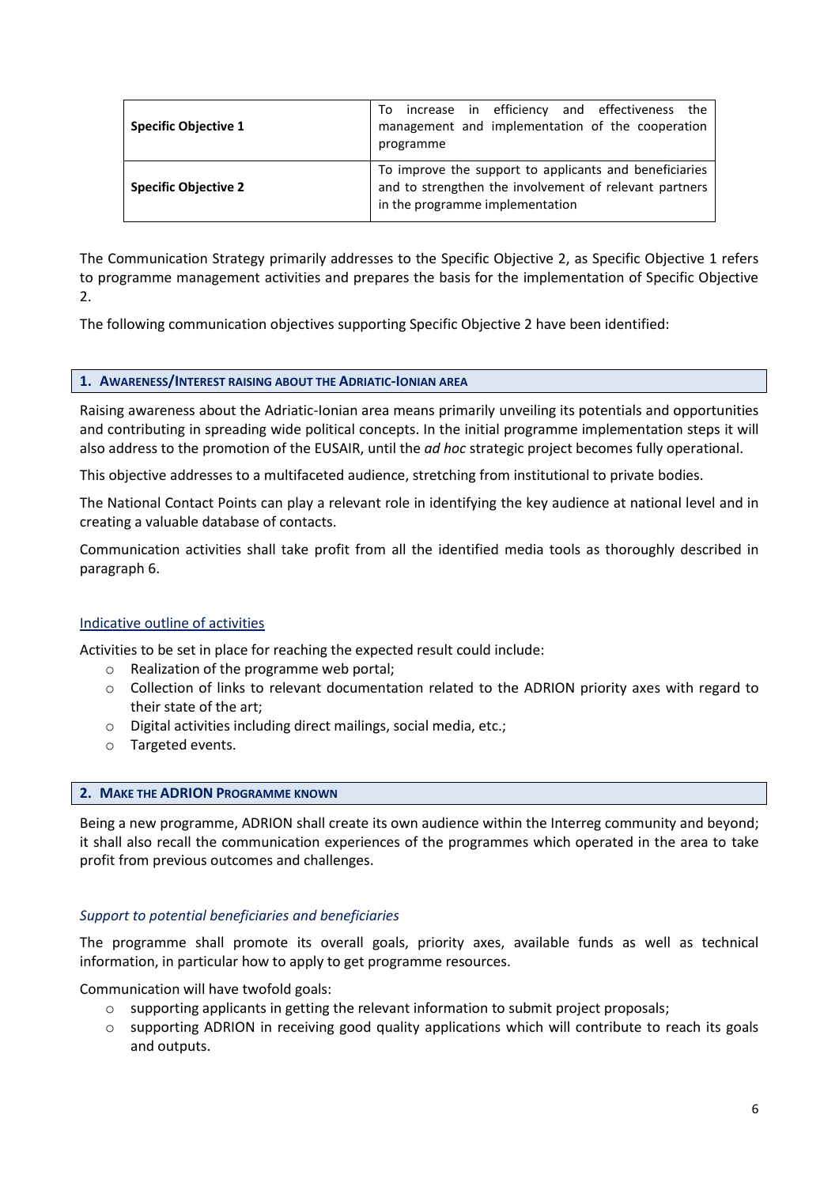| Specific Objective 1 | To increase in efficiency and effectiveness the management and implementation of the cooperation programme |
|---|---|
| **Specific Objective 2** | To improve the support to applicants and beneficiaries and to strengthen the involvement of relevant partners in the programme implementation |

The Communication Strategy primarily addresses to the Specific Objective 2, as Specific Objective 1 refers to programme management activities and prepares the basis for the implementation of Specific Objective 2.

The following communication objectives supporting Specific Objective 2 have been identified:

### 1. AWARENESS/INTEREST RAISING ABOUT THE ADRIATIC-IONIAN AREA

Raising awareness about the Adriatic-Ionian area means primarily unveiling its potentials and opportunities and contributing in spreading wide political concepts. In the initial programme implementation steps it will also address to the promotion of the EUSAIR, until the *ad hoc* strategic project becomes fully operational.

This objective addresses to a multifaceted audience, stretching from institutional to private bodies.

The National Contact Points can play a relevant role in identifying the key audience at national level and in creating a valuable database of contacts.

Communication activities shall take profit from all the identified media tools as thoroughly described in paragraph 6.

Indicative outline of activities

Activities to be set in place for reaching the expected result could include:

- Realization of the programme web portal;
- Collection of links to relevant documentation related to the ADRION priority axes with regard to their state of the art;
- Digital activities including direct mailings, social media, etc.;
- Targeted events.

### 2. MAKE THE ADRION PROGRAMME KNOWN

Being a new programme, ADRION shall create its own audience within the Interreg community and beyond; it shall also recall the communication experiences of the programmes which operated in the area to take profit from previous outcomes and challenges.

*Support to potential beneficiaries and beneficiaries*

The programme shall promote its overall goals, priority axes, available funds as well as technical information, in particular how to apply to get programme resources.

Communication will have twofold goals:

- supporting applicants in getting the relevant information to submit project proposals;
- supporting ADRION in receiving good quality applications which will contribute to reach its goals and outputs.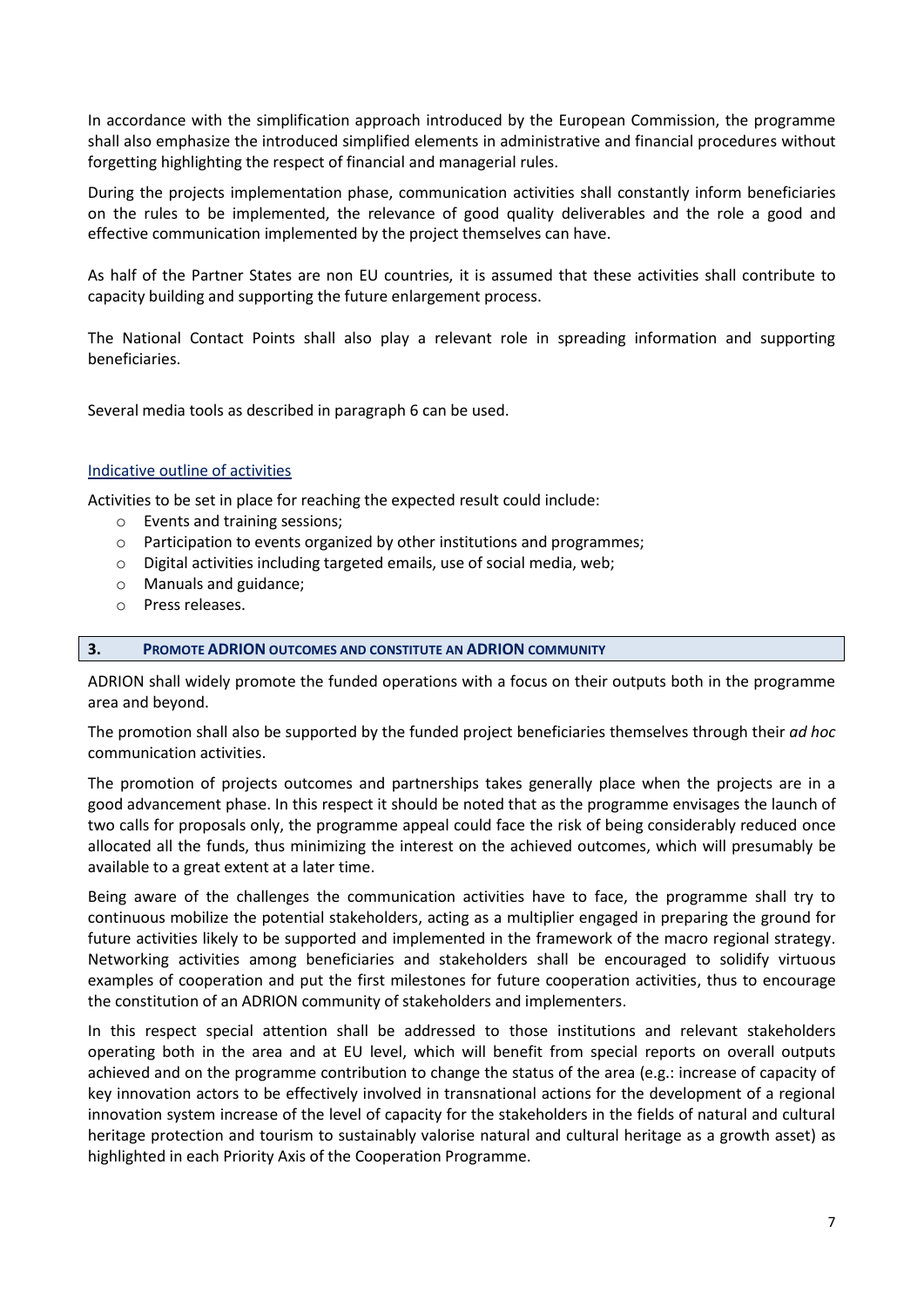In accordance with the simplification approach introduced by the European Commission, the programme shall also emphasize the introduced simplified elements in administrative and financial procedures without forgetting highlighting the respect of financial and managerial rules.

During the projects implementation phase, communication activities shall constantly inform beneficiaries on the rules to be implemented, the relevance of good quality deliverables and the role a good and effective communication implemented by the project themselves can have.

As half of the Partner States are non EU countries, it is assumed that these activities shall contribute to capacity building and supporting the future enlargement process.

The National Contact Points shall also play a relevant role in spreading information and supporting beneficiaries.

Several media tools as described in paragraph 6 can be used.

Indicative outline of activities

Activities to be set in place for reaching the expected result could include:

- Events and training sessions;
- Participation to events organized by other institutions and programmes;
- Digital activities including targeted emails, use of social media, web;
- Manuals and guidance;
- Press releases.

### 3. PROMOTE ADRION OUTCOMES AND CONSTITUTE AN ADRION COMMUNITY

ADRION shall widely promote the funded operations with a focus on their outputs both in the programme area and beyond.

The promotion shall also be supported by the funded project beneficiaries themselves through their *ad hoc* communication activities.

The promotion of projects outcomes and partnerships takes generally place when the projects are in a good advancement phase. In this respect it should be noted that as the programme envisages the launch of two calls for proposals only, the programme appeal could face the risk of being considerably reduced once allocated all the funds, thus minimizing the interest on the achieved outcomes, which will presumably be available to a great extent at a later time.

Being aware of the challenges the communication activities have to face, the programme shall try to continuous mobilize the potential stakeholders, acting as a multiplier engaged in preparing the ground for future activities likely to be supported and implemented in the framework of the macro regional strategy. Networking activities among beneficiaries and stakeholders shall be encouraged to solidify virtuous examples of cooperation and put the first milestones for future cooperation activities, thus to encourage the constitution of an ADRION community of stakeholders and implementers.

In this respect special attention shall be addressed to those institutions and relevant stakeholders operating both in the area and at EU level, which will benefit from special reports on overall outputs achieved and on the programme contribution to change the status of the area (e.g.: increase of capacity of key innovation actors to be effectively involved in transnational actions for the development of a regional innovation system increase of the level of capacity for the stakeholders in the fields of natural and cultural heritage protection and tourism to sustainably valorise natural and cultural heritage as a growth asset) as highlighted in each Priority Axis of the Cooperation Programme.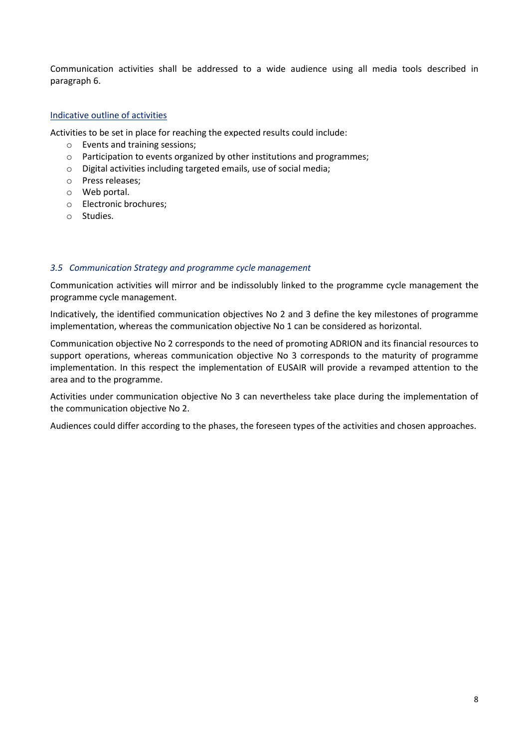Communication activities shall be addressed to a wide audience using all media tools described in paragraph 6.

Indicative outline of activities

Activities to be set in place for reaching the expected results could include:

- Events and training sessions;
- Participation to events organized by other institutions and programmes;
- Digital activities including targeted emails, use of social media;
- Press releases;
- Web portal.
- Electronic brochures;
- Studies.

### *3.5 Communication Strategy and programme cycle management*

Communication activities will mirror and be indissolubly linked to the programme cycle management the programme cycle management.

Indicatively, the identified communication objectives No 2 and 3 define the key milestones of programme implementation, whereas the communication objective No 1 can be considered as horizontal.

Communication objective No 2 corresponds to the need of promoting ADRION and its financial resources to support operations, whereas communication objective No 3 corresponds to the maturity of programme implementation. In this respect the implementation of EUSAIR will provide a revamped attention to the area and to the programme.

Activities under communication objective No 3 can nevertheless take place during the implementation of the communication objective No 2.

Audiences could differ according to the phases, the foreseen types of the activities and chosen approaches.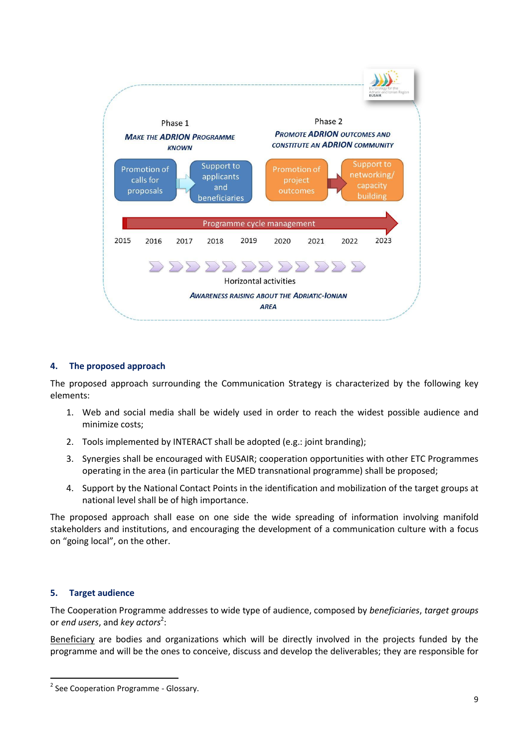Phase 1

**MAKE THE ADRION PROGRAMME KNOWN**

Promotion of calls for proposals → Support to applicants and beneficiaries

Phase 2

**PROMOTE ADRION OUTCOMES AND CONSTITUTE AN ADRION COMMUNITY**

Promotion of project outcomes → Support to networking/ capacity building

Programme cycle management

2015 2016 2017 2018 2019 2020 2021 2022 2023

Horizontal activities

**AWARENESS RAISING ABOUT THE ADRIATIC-IONIAN AREA**

## 4. The proposed approach

The proposed approach surrounding the Communication Strategy is characterized by the following key elements:

1. Web and social media shall be widely used in order to reach the widest possible audience and minimize costs;
2. Tools implemented by INTERACT shall be adopted (e.g.: joint branding);
3. Synergies shall be encouraged with EUSAIR; cooperation opportunities with other ETC Programmes operating in the area (in particular the MED transnational programme) shall be proposed;
4. Support by the National Contact Points in the identification and mobilization of the target groups at national level shall be of high importance.

The proposed approach shall ease on one side the wide spreading of information involving manifold stakeholders and institutions, and encouraging the development of a communication culture with a focus on "going local", on the other.

## 5. Target audience

The Cooperation Programme addresses to wide type of audience, composed by *beneficiaries*, *target groups* or *end users*, and *key actors*[2]:

Beneficiary are bodies and organizations which will be directly involved in the projects funded by the programme and will be the ones to conceive, discuss and develop the deliverables; they are responsible for

[2] See Cooperation Programme - Glossary.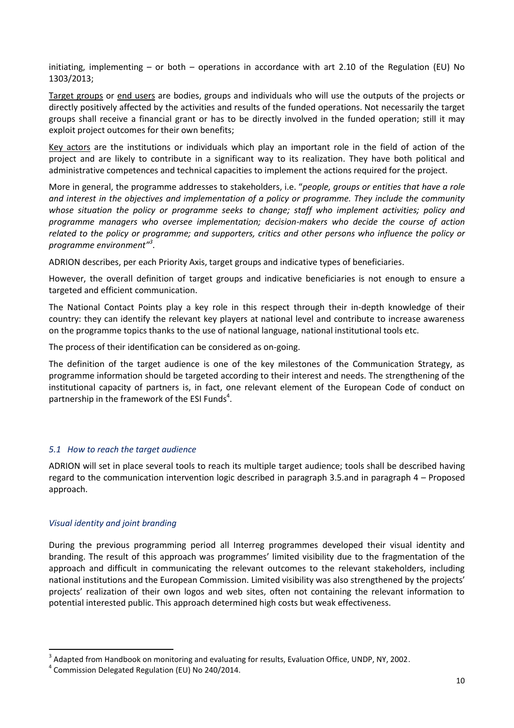initiating, implementing – or both – operations in accordance with art 2.10 of the Regulation (EU) No 1303/2013;

Target groups or end users are bodies, groups and individuals who will use the outputs of the projects or directly positively affected by the activities and results of the funded operations. Not necessarily the target groups shall receive a financial grant or has to be directly involved in the funded operation; still it may exploit project outcomes for their own benefits;

Key actors are the institutions or individuals which play an important role in the field of action of the project and are likely to contribute in a significant way to its realization. They have both political and administrative competences and technical capacities to implement the actions required for the project.

More in general, the programme addresses to stakeholders, i.e. "*people, groups or entities that have a role and interest in the objectives and implementation of a policy or programme. They include the community whose situation the policy or programme seeks to change; staff who implement activities; policy and programme managers who oversee implementation; decision-makers who decide the course of action related to the policy or programme; and supporters, critics and other persons who influence the policy or programme environment"*[3].

ADRION describes, per each Priority Axis, target groups and indicative types of beneficiaries.

However, the overall definition of target groups and indicative beneficiaries is not enough to ensure a targeted and efficient communication.

The National Contact Points play a key role in this respect through their in-depth knowledge of their country: they can identify the relevant key players at national level and contribute to increase awareness on the programme topics thanks to the use of national language, national institutional tools etc.

The process of their identification can be considered as on-going.

The definition of the target audience is one of the key milestones of the Communication Strategy, as programme information should be targeted according to their interest and needs. The strengthening of the institutional capacity of partners is, in fact, one relevant element of the European Code of conduct on partnership in the framework of the ESI Funds[4].

### *5.1 How to reach the target audience*

ADRION will set in place several tools to reach its multiple target audience; tools shall be described having regard to the communication intervention logic described in paragraph 3.5.and in paragraph 4 – Proposed approach.

#### *Visual identity and joint branding*

During the previous programming period all Interreg programmes developed their visual identity and branding. The result of this approach was programmes' limited visibility due to the fragmentation of the approach and difficult in communicating the relevant outcomes to the relevant stakeholders, including national institutions and the European Commission. Limited visibility was also strengthened by the projects' projects' realization of their own logos and web sites, often not containing the relevant information to potential interested public. This approach determined high costs but weak effectiveness.

---

[3] Adapted from Handbook on monitoring and evaluating for results, Evaluation Office, UNDP, NY, 2002.

[4] Commission Delegated Regulation (EU) No 240/2014.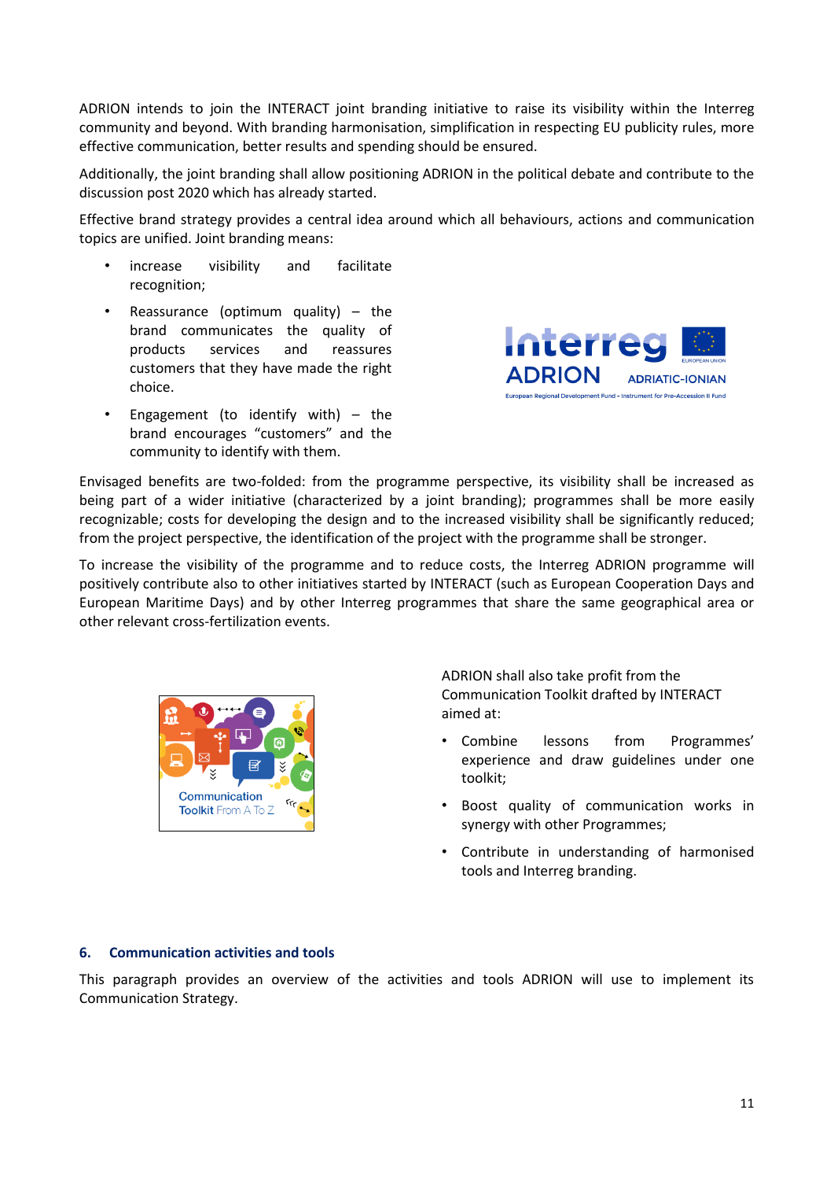ADRION intends to join the INTERACT joint branding initiative to raise its visibility within the Interreg community and beyond. With branding harmonisation, simplification in respecting EU publicity rules, more effective communication, better results and spending should be ensured.

Additionally, the joint branding shall allow positioning ADRION in the political debate and contribute to the discussion post 2020 which has already started.

Effective brand strategy provides a central idea around which all behaviours, actions and communication topics are unified. Joint branding means:

- increase visibility and facilitate recognition;
- Reassurance (optimum quality) – the brand communicates the quality of products services and reassures customers that they have made the right choice.
- Engagement (to identify with) – the brand encourages "customers" and the community to identify with them.

Envisaged benefits are two-folded: from the programme perspective, its visibility shall be increased as being part of a wider initiative (characterized by a joint branding); programmes shall be more easily recognizable; costs for developing the design and to the increased visibility shall be significantly reduced; from the project perspective, the identification of the project with the programme shall be stronger.

To increase the visibility of the programme and to reduce costs, the Interreg ADRION programme will positively contribute also to other initiatives started by INTERACT (such as European Cooperation Days and European Maritime Days) and by other Interreg programmes that share the same geographical area or other relevant cross-fertilization events.

ADRION shall also take profit from the Communication Toolkit drafted by INTERACT aimed at:

- Combine lessons from Programmes' experience and draw guidelines under one toolkit;
- Boost quality of communication works in synergy with other Programmes;
- Contribute in understanding of harmonised tools and Interreg branding.

## 6. Communication activities and tools

This paragraph provides an overview of the activities and tools ADRION will use to implement its Communication Strategy.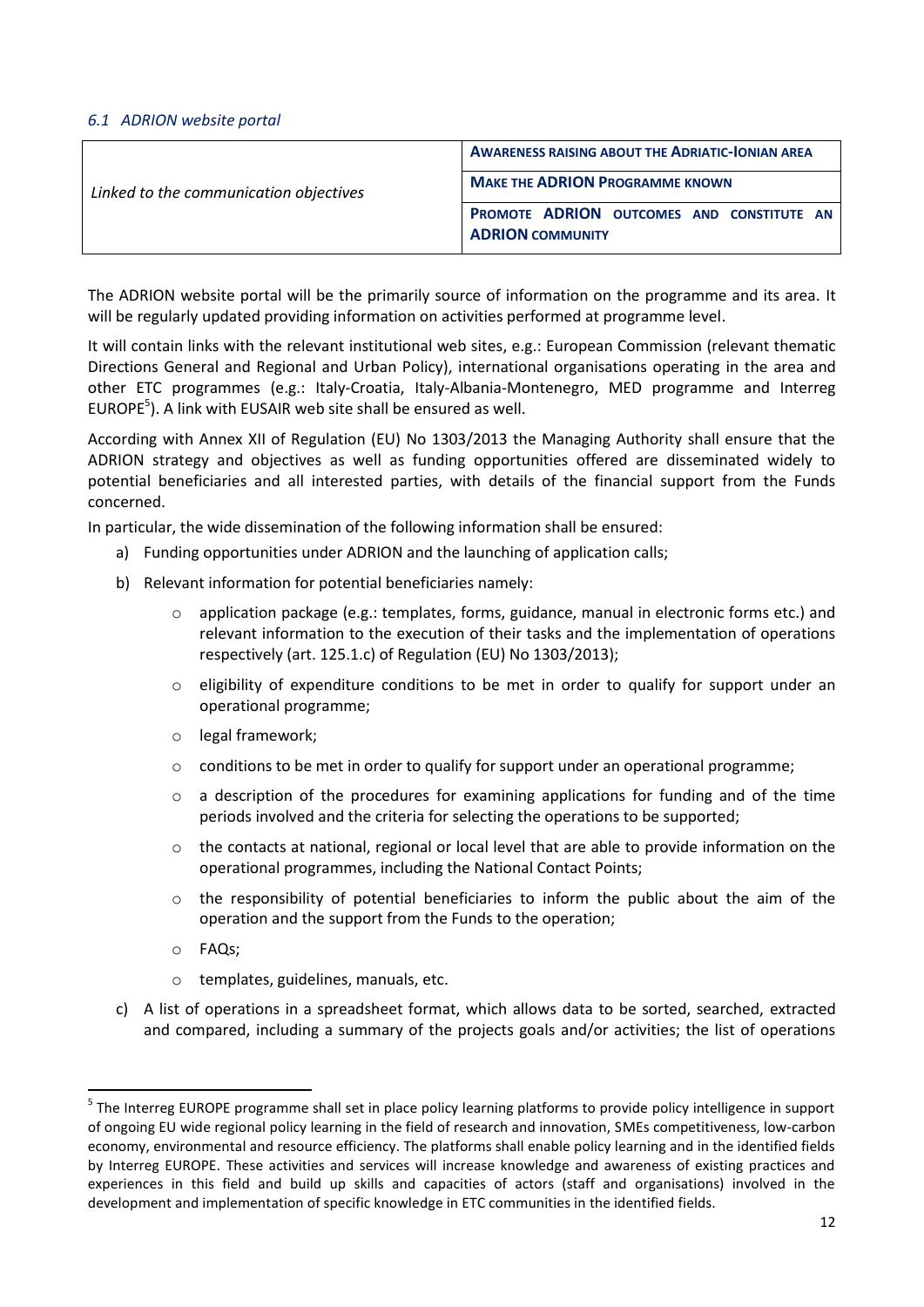### *6.1 ADRION website portal*

| *Linked to the communication objectives* | **AWARENESS RAISING ABOUT THE ADRIATIC-IONIAN AREA** |
|---|---|
| | **MAKE THE ADRION PROGRAMME KNOWN** |
| | **PROMOTE ADRION OUTCOMES AND CONSTITUTE AN ADRION COMMUNITY** |

The ADRION website portal will be the primarily source of information on the programme and its area. It will be regularly updated providing information on activities performed at programme level.

It will contain links with the relevant institutional web sites, e.g.: European Commission (relevant thematic Directions General and Regional and Urban Policy), international organisations operating in the area and other ETC programmes (e.g.: Italy-Croatia, Italy-Albania-Montenegro, MED programme and Interreg EUROPE[5]). A link with EUSAIR web site shall be ensured as well.

According with Annex XII of Regulation (EU) No 1303/2013 the Managing Authority shall ensure that the ADRION strategy and objectives as well as funding opportunities offered are disseminated widely to potential beneficiaries and all interested parties, with details of the financial support from the Funds concerned.

In particular, the wide dissemination of the following information shall be ensured:

a) Funding opportunities under ADRION and the launching of application calls;

b) Relevant information for potential beneficiaries namely:

   - application package (e.g.: templates, forms, guidance, manual in electronic forms etc.) and relevant information to the execution of their tasks and the implementation of operations respectively (art. 125.1.c) of Regulation (EU) No 1303/2013);
   - eligibility of expenditure conditions to be met in order to qualify for support under an operational programme;
   - legal framework;
   - conditions to be met in order to qualify for support under an operational programme;
   - a description of the procedures for examining applications for funding and of the time periods involved and the criteria for selecting the operations to be supported;
   - the contacts at national, regional or local level that are able to provide information on the operational programmes, including the National Contact Points;
   - the responsibility of potential beneficiaries to inform the public about the aim of the operation and the support from the Funds to the operation;
   - FAQs;
   - templates, guidelines, manuals, etc.

c) A list of operations in a spreadsheet format, which allows data to be sorted, searched, extracted and compared, including a summary of the projects goals and/or activities; the list of operations

[5] The Interreg EUROPE programme shall set in place policy learning platforms to provide policy intelligence in support of ongoing EU wide regional policy learning in the field of research and innovation, SMEs competitiveness, low-carbon economy, environmental and resource efficiency. The platforms shall enable policy learning and in the identified fields by Interreg EUROPE. These activities and services will increase knowledge and awareness of existing practices and experiences in this field and build up skills and capacities of actors (staff and organisations) involved in the development and implementation of specific knowledge in ETC communities in the identified fields.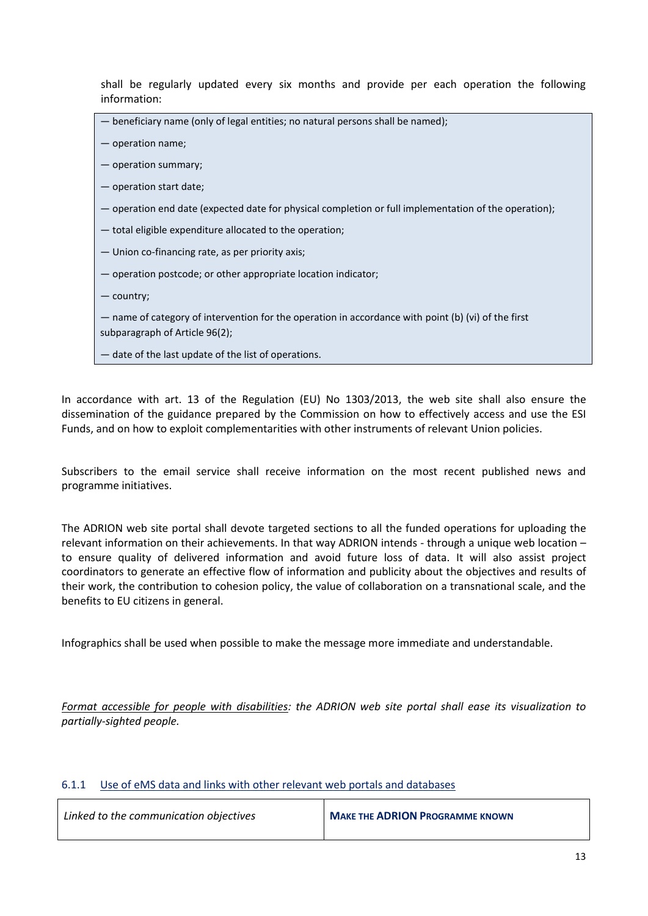shall be regularly updated every six months and provide per each operation the following information:

— beneficiary name (only of legal entities; no natural persons shall be named);

— operation name;

— operation summary;

— operation start date;

— operation end date (expected date for physical completion or full implementation of the operation);

— total eligible expenditure allocated to the operation;

— Union co-financing rate, as per priority axis;

— operation postcode; or other appropriate location indicator;

— country;

— name of category of intervention for the operation in accordance with point (b) (vi) of the first subparagraph of Article 96(2);

— date of the last update of the list of operations.

In accordance with art. 13 of the Regulation (EU) No 1303/2013, the web site shall also ensure the dissemination of the guidance prepared by the Commission on how to effectively access and use the ESI Funds, and on how to exploit complementarities with other instruments of relevant Union policies.

Subscribers to the email service shall receive information on the most recent published news and programme initiatives.

The ADRION web site portal shall devote targeted sections to all the funded operations for uploading the relevant information on their achievements. In that way ADRION intends - through a unique web location – to ensure quality of delivered information and avoid future loss of data. It will also assist project coordinators to generate an effective flow of information and publicity about the objectives and results of their work, the contribution to cohesion policy, the value of collaboration on a transnational scale, and the benefits to EU citizens in general.

Infographics shall be used when possible to make the message more immediate and understandable.

*Format accessible for people with disabilities: the ADRION web site portal shall ease its visualization to partially-sighted people.*

### 6.1.1 Use of eMS data and links with other relevant web portals and databases

| *Linked to the communication objectives* | **MAKE THE ADRION PROGRAMME KNOWN** |
|---|---|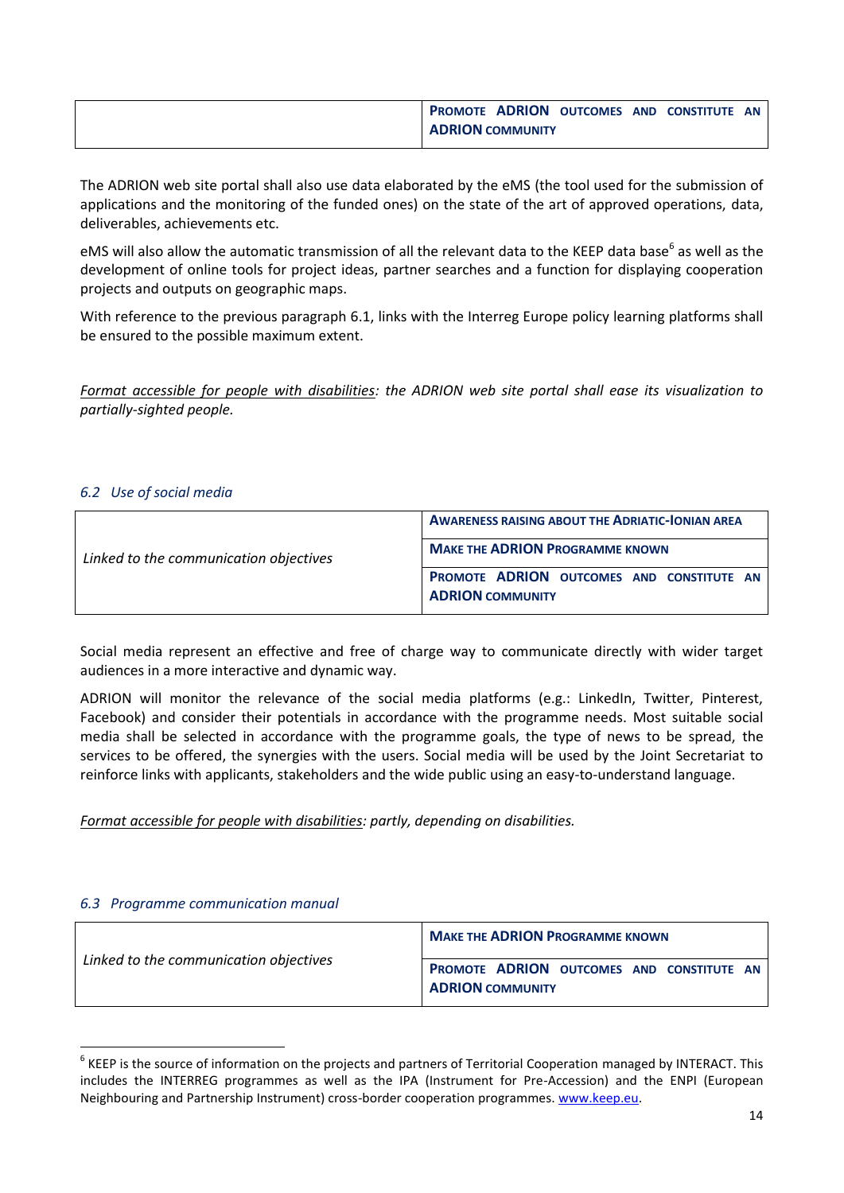|  | PROMOTE ADRION OUTCOMES AND CONSTITUTE AN ADRION COMMUNITY |
|---|---|

The ADRION web site portal shall also use data elaborated by the eMS (the tool used for the submission of applications and the monitoring of the funded ones) on the state of the art of approved operations, data, deliverables, achievements etc.

eMS will also allow the automatic transmission of all the relevant data to the KEEP data base[6] as well as the development of online tools for project ideas, partner searches and a function for displaying cooperation projects and outputs on geographic maps.

With reference to the previous paragraph 6.1, links with the Interreg Europe policy learning platforms shall be ensured to the possible maximum extent.

*Format accessible for people with disabilities: the ADRION web site portal shall ease its visualization to partially-sighted people.*

### *6.2 Use of social media*

| *Linked to the communication objectives* | AWARENESS RAISING ABOUT THE ADRIATIC-IONIAN AREA |
|---|---|
|  | MAKE THE ADRION PROGRAMME KNOWN |
|  | PROMOTE ADRION OUTCOMES AND CONSTITUTE AN ADRION COMMUNITY |

Social media represent an effective and free of charge way to communicate directly with wider target audiences in a more interactive and dynamic way.

ADRION will monitor the relevance of the social media platforms (e.g.: LinkedIn, Twitter, Pinterest, Facebook) and consider their potentials in accordance with the programme needs. Most suitable social media shall be selected in accordance with the programme goals, the type of news to be spread, the services to be offered, the synergies with the users. Social media will be used by the Joint Secretariat to reinforce links with applicants, stakeholders and the wide public using an easy-to-understand language.

*Format accessible for people with disabilities: partly, depending on disabilities.*

### *6.3 Programme communication manual*

| *Linked to the communication objectives* | MAKE THE ADRION PROGRAMME KNOWN |
|---|---|
|  | PROMOTE ADRION OUTCOMES AND CONSTITUTE AN ADRION COMMUNITY |

[6] KEEP is the source of information on the projects and partners of Territorial Cooperation managed by INTERACT. This includes the INTERREG programmes as well as the IPA (Instrument for Pre-Accession) and the ENPI (European Neighbouring and Partnership Instrument) cross-border cooperation programmes. www.keep.eu.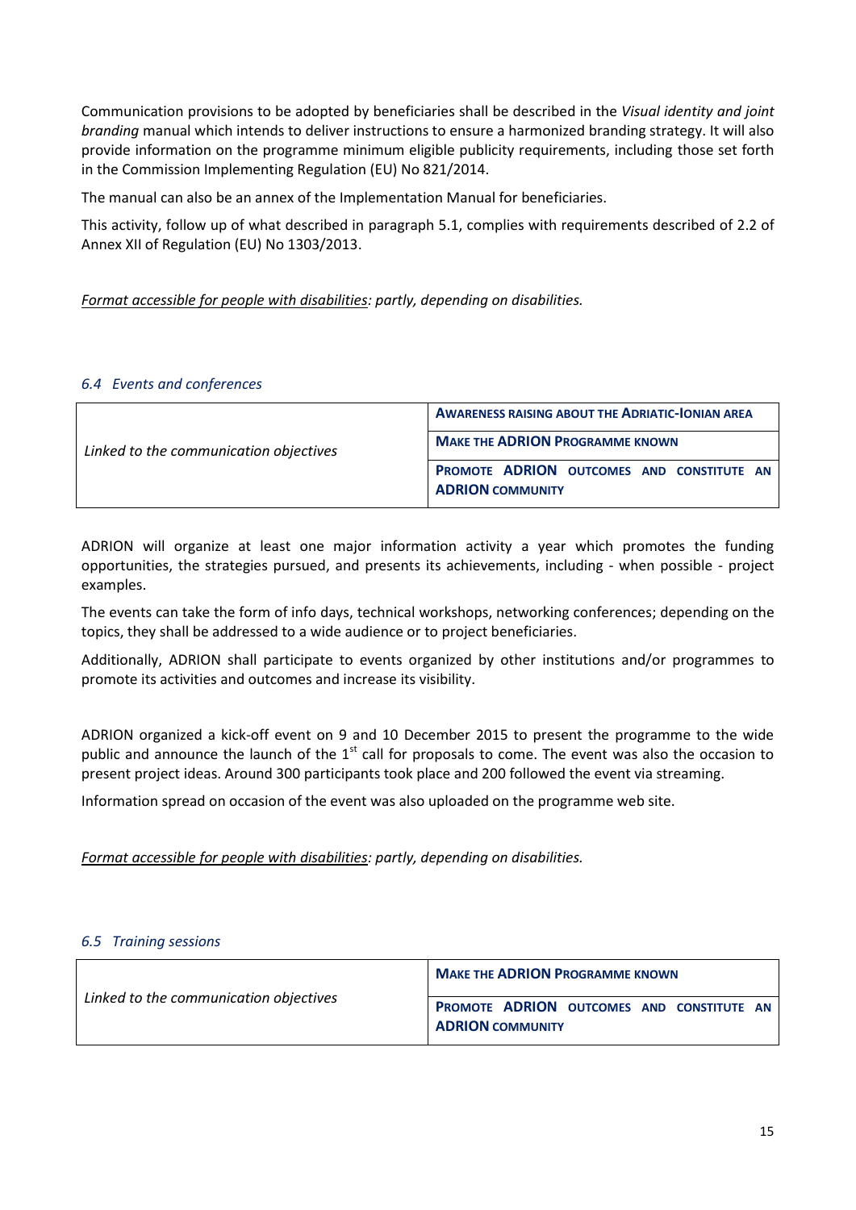Communication provisions to be adopted by beneficiaries shall be described in the *Visual identity and joint branding* manual which intends to deliver instructions to ensure a harmonized branding strategy. It will also provide information on the programme minimum eligible publicity requirements, including those set forth in the Commission Implementing Regulation (EU) No 821/2014.

The manual can also be an annex of the Implementation Manual for beneficiaries.

This activity, follow up of what described in paragraph 5.1, complies with requirements described of 2.2 of Annex XII of Regulation (EU) No 1303/2013.

*Format accessible for people with disabilities: partly, depending on disabilities.*

### *6.4 Events and conferences*

| *Linked to the communication objectives* | **AWARENESS RAISING ABOUT THE ADRIATIC-IONIAN AREA** |
|---|---|
| | **MAKE THE ADRION PROGRAMME KNOWN** |
| | **PROMOTE ADRION OUTCOMES AND CONSTITUTE AN ADRION COMMUNITY** |

ADRION will organize at least one major information activity a year which promotes the funding opportunities, the strategies pursued, and presents its achievements, including - when possible - project examples.

The events can take the form of info days, technical workshops, networking conferences; depending on the topics, they shall be addressed to a wide audience or to project beneficiaries.

Additionally, ADRION shall participate to events organized by other institutions and/or programmes to promote its activities and outcomes and increase its visibility.

ADRION organized a kick-off event on 9 and 10 December 2015 to present the programme to the wide public and announce the launch of the 1st call for proposals to come. The event was also the occasion to present project ideas. Around 300 participants took place and 200 followed the event via streaming.

Information spread on occasion of the event was also uploaded on the programme web site.

*Format accessible for people with disabilities: partly, depending on disabilities.*

### *6.5 Training sessions*

| *Linked to the communication objectives* | **MAKE THE ADRION PROGRAMME KNOWN** |
|---|---|
| | **PROMOTE ADRION OUTCOMES AND CONSTITUTE AN ADRION COMMUNITY** |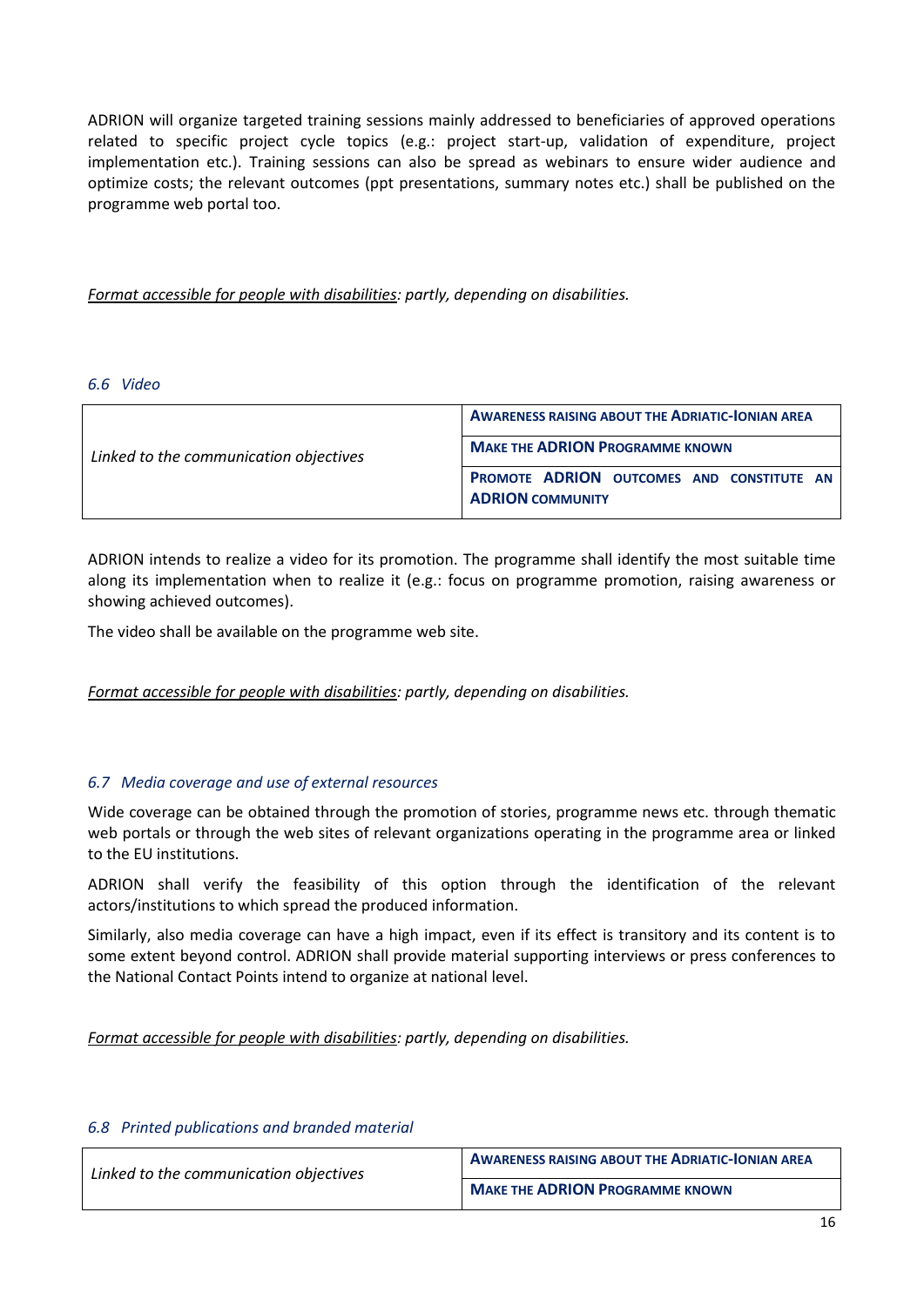ADRION will organize targeted training sessions mainly addressed to beneficiaries of approved operations related to specific project cycle topics (e.g.: project start-up, validation of expenditure, project implementation etc.). Training sessions can also be spread as webinars to ensure wider audience and optimize costs; the relevant outcomes (ppt presentations, summary notes etc.) shall be published on the programme web portal too.

*Format accessible for people with disabilities: partly, depending on disabilities.*

### *6.6 Video*

| Linked to the communication objectives | **AWARENESS RAISING ABOUT THE ADRIATIC-IONIAN AREA** |
|---|---|
| | **MAKE THE ADRION PROGRAMME KNOWN** |
| | **PROMOTE ADRION OUTCOMES AND CONSTITUTE AN ADRION COMMUNITY** |

ADRION intends to realize a video for its promotion. The programme shall identify the most suitable time along its implementation when to realize it (e.g.: focus on programme promotion, raising awareness or showing achieved outcomes).

The video shall be available on the programme web site.

*Format accessible for people with disabilities: partly, depending on disabilities.*

### *6.7 Media coverage and use of external resources*

Wide coverage can be obtained through the promotion of stories, programme news etc. through thematic web portals or through the web sites of relevant organizations operating in the programme area or linked to the EU institutions.

ADRION shall verify the feasibility of this option through the identification of the relevant actors/institutions to which spread the produced information.

Similarly, also media coverage can have a high impact, even if its effect is transitory and its content is to some extent beyond control. ADRION shall provide material supporting interviews or press conferences to the National Contact Points intend to organize at national level.

*Format accessible for people with disabilities: partly, depending on disabilities.*

### *6.8 Printed publications and branded material*

| Linked to the communication objectives | **AWARENESS RAISING ABOUT THE ADRIATIC-IONIAN AREA** |
|---|---|
| | **MAKE THE ADRION PROGRAMME KNOWN** |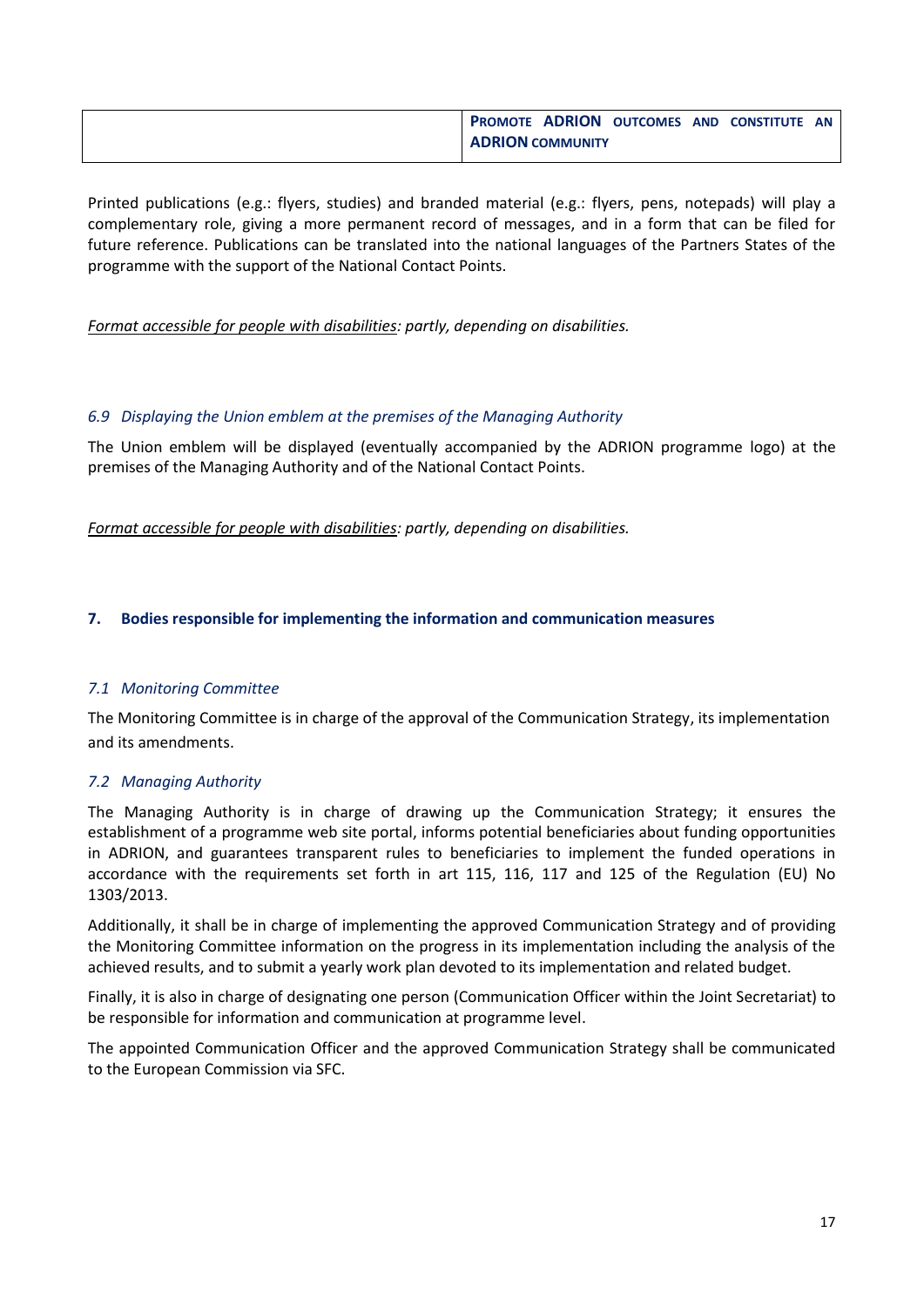|  | **PROMOTE ADRION OUTCOMES AND CONSTITUTE AN ADRION COMMUNITY** |
|---|---|

Printed publications (e.g.: flyers, studies) and branded material (e.g.: flyers, pens, notepads) will play a complementary role, giving a more permanent record of messages, and in a form that can be filed for future reference. Publications can be translated into the national languages of the Partners States of the programme with the support of the National Contact Points.

*Format accessible for people with disabilities: partly, depending on disabilities.*

### *6.9 Displaying the Union emblem at the premises of the Managing Authority*

The Union emblem will be displayed (eventually accompanied by the ADRION programme logo) at the premises of the Managing Authority and of the National Contact Points.

*Format accessible for people with disabilities: partly, depending on disabilities.*

## 7. Bodies responsible for implementing the information and communication measures

### *7.1 Monitoring Committee*

The Monitoring Committee is in charge of the approval of the Communication Strategy, its implementation and its amendments.

### *7.2 Managing Authority*

The Managing Authority is in charge of drawing up the Communication Strategy; it ensures the establishment of a programme web site portal, informs potential beneficiaries about funding opportunities in ADRION, and guarantees transparent rules to beneficiaries to implement the funded operations in accordance with the requirements set forth in art 115, 116, 117 and 125 of the Regulation (EU) No 1303/2013.

Additionally, it shall be in charge of implementing the approved Communication Strategy and of providing the Monitoring Committee information on the progress in its implementation including the analysis of the achieved results, and to submit a yearly work plan devoted to its implementation and related budget.

Finally, it is also in charge of designating one person (Communication Officer within the Joint Secretariat) to be responsible for information and communication at programme level.

The appointed Communication Officer and the approved Communication Strategy shall be communicated to the European Commission via SFC.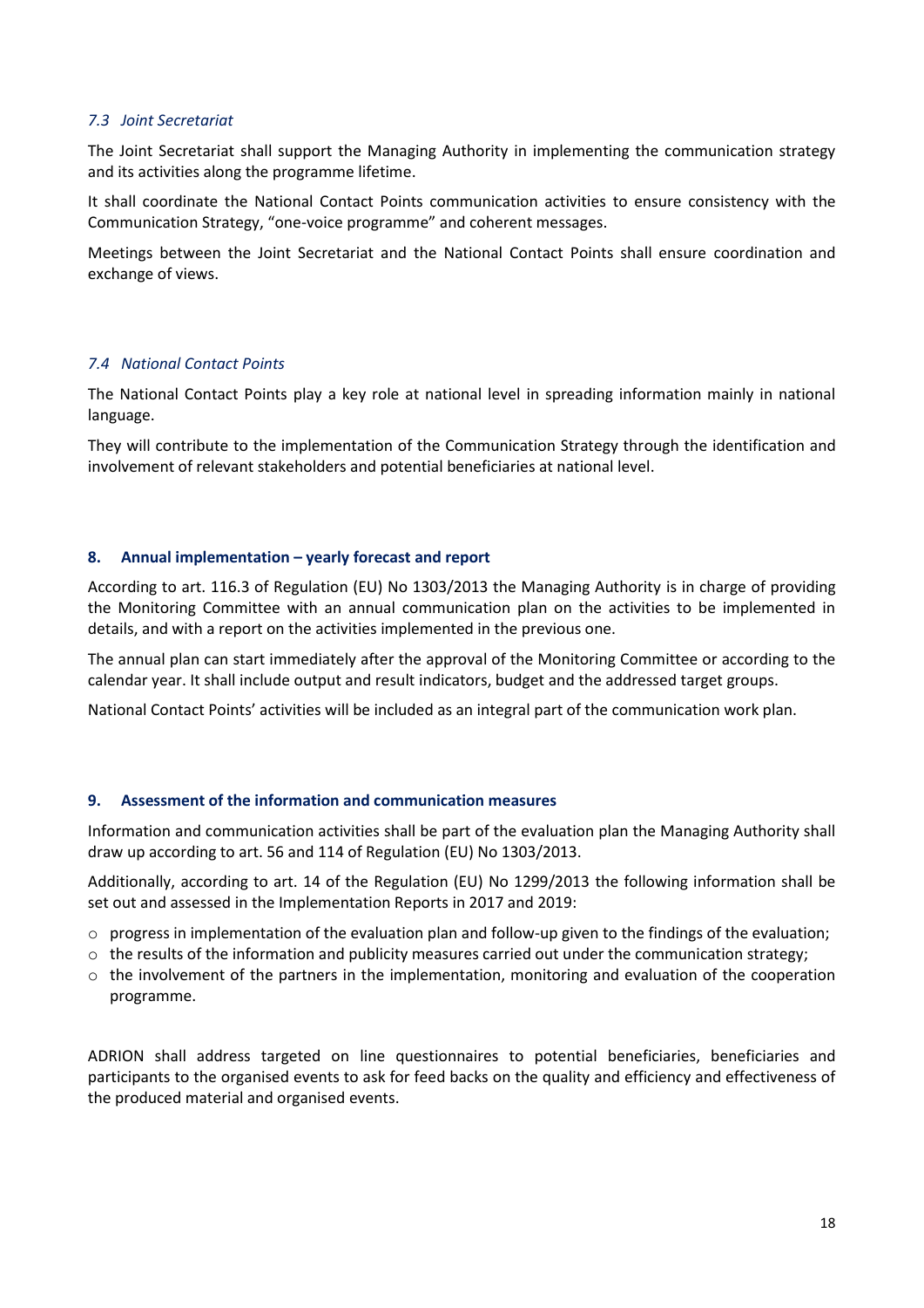### *7.3 Joint Secretariat*

The Joint Secretariat shall support the Managing Authority in implementing the communication strategy and its activities along the programme lifetime.

It shall coordinate the National Contact Points communication activities to ensure consistency with the Communication Strategy, "one-voice programme" and coherent messages.

Meetings between the Joint Secretariat and the National Contact Points shall ensure coordination and exchange of views.

### *7.4 National Contact Points*

The National Contact Points play a key role at national level in spreading information mainly in national language.

They will contribute to the implementation of the Communication Strategy through the identification and involvement of relevant stakeholders and potential beneficiaries at national level.

## 8. Annual implementation – yearly forecast and report

According to art. 116.3 of Regulation (EU) No 1303/2013 the Managing Authority is in charge of providing the Monitoring Committee with an annual communication plan on the activities to be implemented in details, and with a report on the activities implemented in the previous one.

The annual plan can start immediately after the approval of the Monitoring Committee or according to the calendar year. It shall include output and result indicators, budget and the addressed target groups.

National Contact Points' activities will be included as an integral part of the communication work plan.

## 9. Assessment of the information and communication measures

Information and communication activities shall be part of the evaluation plan the Managing Authority shall draw up according to art. 56 and 114 of Regulation (EU) No 1303/2013.

Additionally, according to art. 14 of the Regulation (EU) No 1299/2013 the following information shall be set out and assessed in the Implementation Reports in 2017 and 2019:

- progress in implementation of the evaluation plan and follow-up given to the findings of the evaluation;
- the results of the information and publicity measures carried out under the communication strategy;
- the involvement of the partners in the implementation, monitoring and evaluation of the cooperation programme.

ADRION shall address targeted on line questionnaires to potential beneficiaries, beneficiaries and participants to the organised events to ask for feed backs on the quality and efficiency and effectiveness of the produced material and organised events.